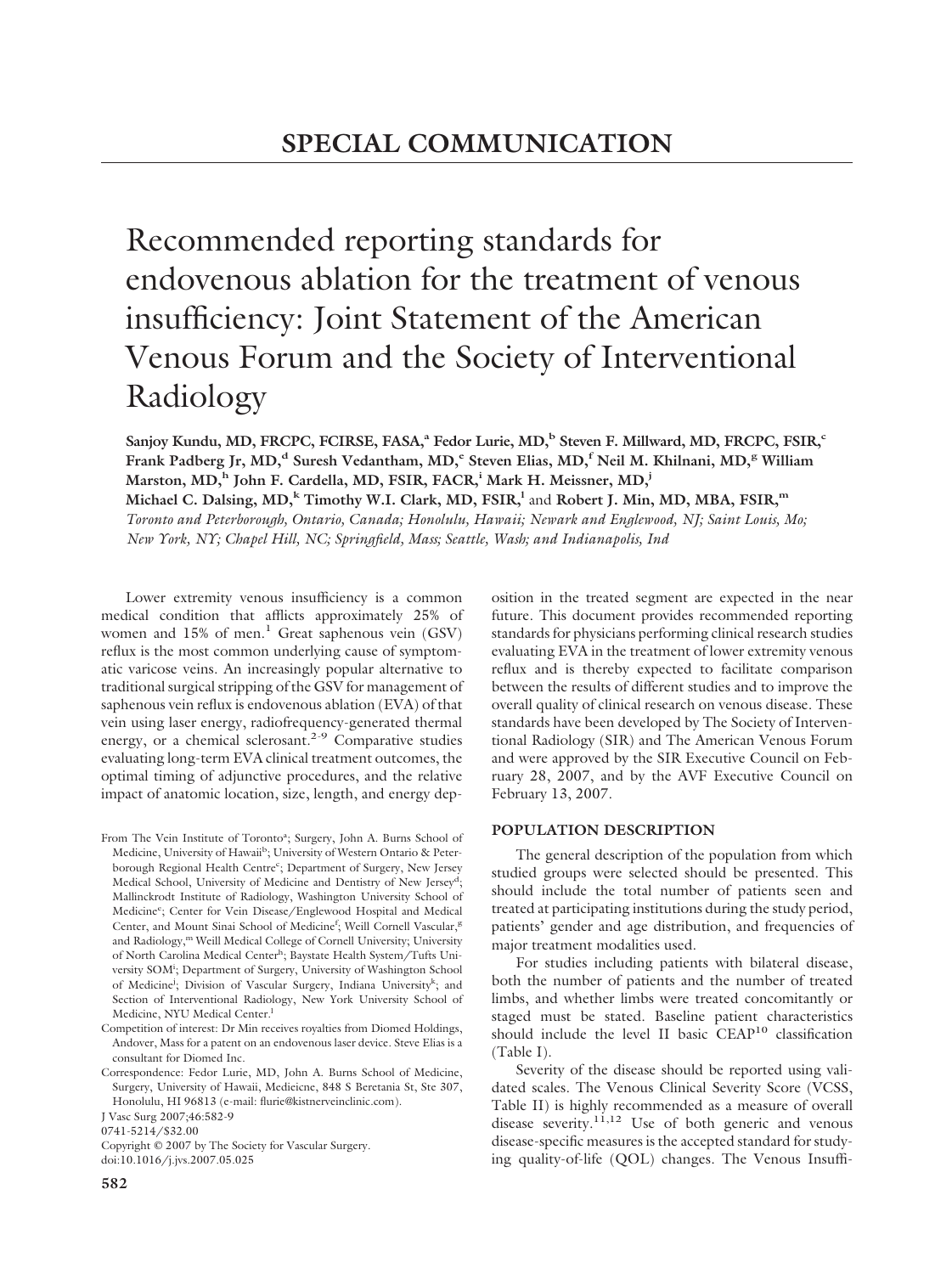SPECIAL COMMUNICATION

# Recommended reporting standards for endovenous ablation for the treatment of venous insufficiency: Joint Statement of the American Venous Forum and the Society of Interventional Radiology

**Sanjoy Kundu, MD, FRCPC, FCIRSE, FASA,[a] Fedor Lurie, MD,[b] Steven F. Millward, MD, FRCPC, FSIR,[c] Frank Padberg Jr, MD,[d] Suresh Vedantham, MD,[e] Steven Elias, MD,[f] Neil M. Khilnani, MD,[g] William Marston, MD,[h] John F. Cardella, MD, FSIR, FACR,[i] Mark H. Meissner, MD,[j] Michael C. Dalsing, MD,[k] Timothy W.I. Clark, MD, FSIR,[l] and Robert J. Min, MD, MBA, FSIR,[m]**
*Toronto and Peterborough, Ontario, Canada; Honolulu, Hawaii; Newark and Englewood, NJ; Saint Louis, Mo; New York, NY; Chapel Hill, NC; Springfield, Mass; Seattle, Wash; and Indianapolis, Ind*

Lower extremity venous insufficiency is a common medical condition that afflicts approximately 25% of women and 15% of men.[1] Great saphenous vein (GSV) reflux is the most common underlying cause of symptomatic varicose veins. An increasingly popular alternative to traditional surgical stripping of the GSV for management of saphenous vein reflux is endovenous ablation (EVA) of that vein using laser energy, radiofrequency-generated thermal energy, or a chemical sclerosant.[2-9] Comparative studies evaluating long-term EVA clinical treatment outcomes, the optimal timing of adjunctive procedures, and the relative impact of anatomic location, size, length, and energy deposition in the treated segment are expected in the near future. This document provides recommended reporting standards for physicians performing clinical research studies evaluating EVA in the treatment of lower extremity venous reflux and is thereby expected to facilitate comparison between the results of different studies and to improve the overall quality of clinical research on venous disease. These standards have been developed by The Society of Interventional Radiology (SIR) and The American Venous Forum and were approved by the SIR Executive Council on February 28, 2007, and by the AVF Executive Council on February 13, 2007.

From The Vein Institute of Toronto[a]; Surgery, John A. Burns School of Medicine, University of Hawaii[b]; University of Western Ontario & Peterborough Regional Health Centre[c]; Department of Surgery, New Jersey Medical School, University of Medicine and Dentistry of New Jersey[d]; Mallinckrodt Institute of Radiology, Washington University School of Medicine[e]; Center for Vein Disease/Englewood Hospital and Medical Center, and Mount Sinai School of Medicine[f]; Weill Cornell Vascular,[g] and Radiology,[m] Weill Medical College of Cornell University; University of North Carolina Medical Center[h]; Baystate Health System/Tufts University SOM[i]; Department of Surgery, University of Washington School of Medicine[j]; Division of Vascular Surgery, Indiana University[k]; and Section of Interventional Radiology, New York University School of Medicine, NYU Medical Center.[l]

Competition of interest: Dr Min receives royalties from Diomed Holdings, Andover, Mass for a patent on an endovenous laser device. Steve Elias is a consultant for Diomed Inc.

Correspondence: Fedor Lurie, MD, John A. Burns School of Medicine, Surgery, University of Hawaii, Medieicne, 848 S Beretania St, Ste 307, Honolulu, HI 96813 (e-mail: flurie@kistnerveinclinic.com).

J Vasc Surg 2007;46:582-9

0741-5214/$32.00

Copyright © 2007 by The Society for Vascular Surgery.

doi:10.1016/j.jvs.2007.05.025

## POPULATION DESCRIPTION

The general description of the population from which studied groups were selected should be presented. This should include the total number of patients seen and treated at participating institutions during the study period, patients' gender and age distribution, and frequencies of major treatment modalities used.

For studies including patients with bilateral disease, both the number of patients and the number of treated limbs, and whether limbs were treated concomitantly or staged must be stated. Baseline patient characteristics should include the level II basic CEAP[10] classification (Table I).

Severity of the disease should be reported using validated scales. The Venous Clinical Severity Score (VCSS, Table II) is highly recommended as a measure of overall disease severity.[11,12] Use of both generic and venous disease-specific measures is the accepted standard for studying quality-of-life (QOL) changes. The Venous Insuffi-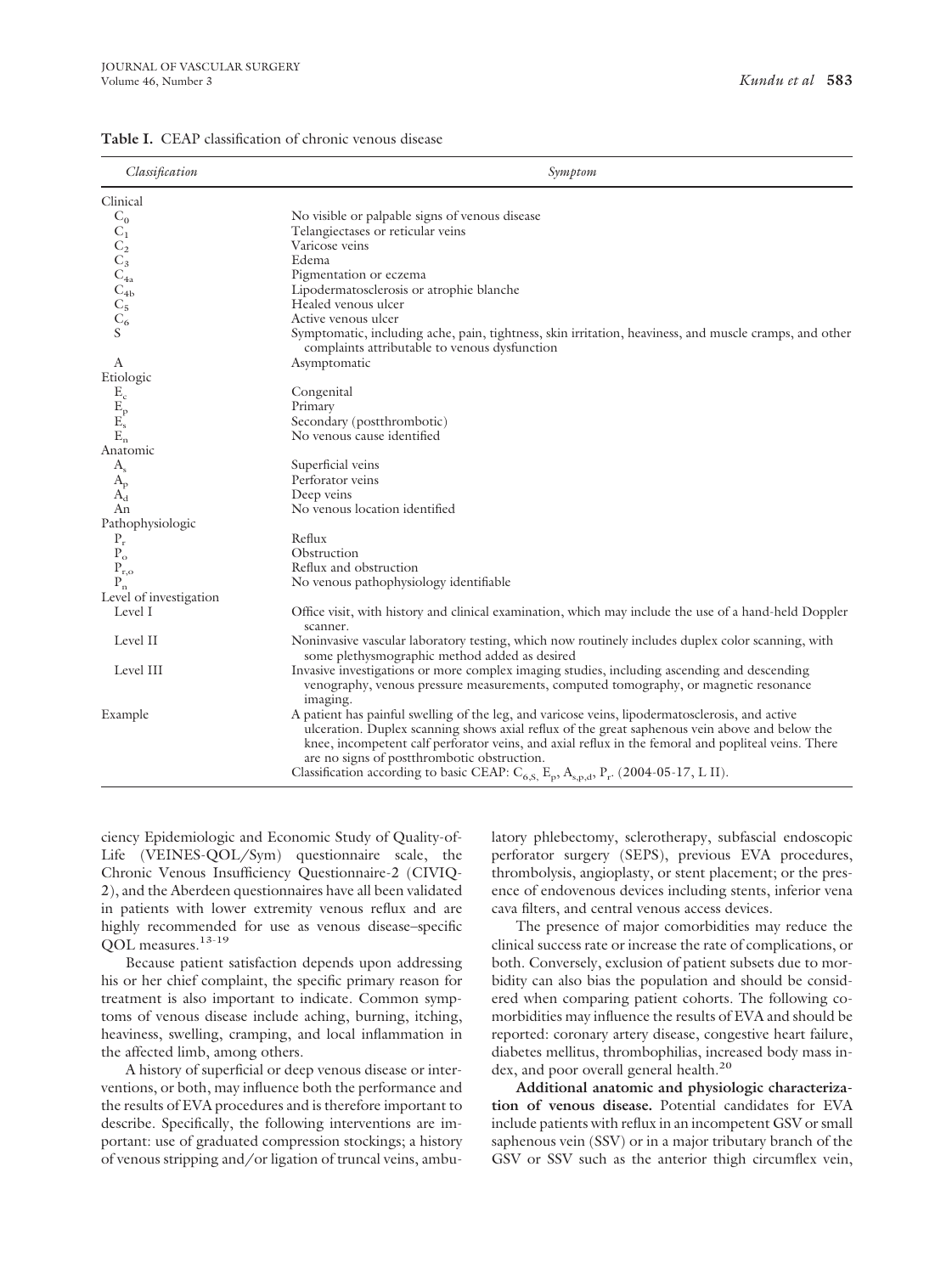**Table I.** CEAP classification of chronic venous disease

| *Classification* | *Symptom* |
|---|---|
| Clinical | |
| $C_0$ | No visible or palpable signs of venous disease |
| $C_1$ | Telangiectases or reticular veins |
| $C_2$ | Varicose veins |
| $C_3$ | Edema |
| $C_{4a}$ | Pigmentation or eczema |
| $C_{4b}$ | Lipodermatosclerosis or atrophie blanche |
| $C_5$ | Healed venous ulcer |
| $C_6$ | Active venous ulcer |
| S | Symptomatic, including ache, pain, tightness, skin irritation, heaviness, and muscle cramps, and other complaints attributable to venous dysfunction |
| A | Asymptomatic |
| Etiologic | |
| $E_c$ | Congenital |
| $E_p$ | Primary |
| $E_s$ | Secondary (postthrombotic) |
| $E_n$ | No venous cause identified |
| Anatomic | |
| $A_s$ | Superficial veins |
| $A_p$ | Perforator veins |
| $A_d$ | Deep veins |
| An | No venous location identified |
| Pathophysiologic | |
| $P_r$ | Reflux |
| $P_o$ | Obstruction |
| $P_{r,o}$ | Reflux and obstruction |
| $P_n$ | No venous pathophysiology identifiable |
| Level of investigation | |
| Level I | Office visit, with history and clinical examination, which may include the use of a hand-held Doppler scanner. |
| Level II | Noninvasive vascular laboratory testing, which now routinely includes duplex color scanning, with some plethysmographic method added as desired |
| Level III | Invasive investigations or more complex imaging studies, including ascending and descending venography, venous pressure measurements, computed tomography, or magnetic resonance imaging. |
| Example | A patient has painful swelling of the leg, and varicose veins, lipodermatosclerosis, and active ulceration. Duplex scanning shows axial reflux of the great saphenous vein above and below the knee, incompetent calf perforator veins, and axial reflux in the femoral and popliteal veins. There are no signs of postthrombotic obstruction. Classification according to basic CEAP: $C_{6,S}$, $E_p$, $A_{s,p,d}$, $P_r$. (2004-05-17, L II). |

ciency Epidemiologic and Economic Study of Quality-of-Life (VEINES-QOL/Sym) questionnaire scale, the Chronic Venous Insufficiency Questionnaire-2 (CIVIQ-2), and the Aberdeen questionnaires have all been validated in patients with lower extremity venous reflux and are highly recommended for use as venous disease–specific QOL measures.[13-19]

Because patient satisfaction depends upon addressing his or her chief complaint, the specific primary reason for treatment is also important to indicate. Common symptoms of venous disease include aching, burning, itching, heaviness, swelling, cramping, and local inflammation in the affected limb, among others.

A history of superficial or deep venous disease or interventions, or both, may influence both the performance and the results of EVA procedures and is therefore important to describe. Specifically, the following interventions are important: use of graduated compression stockings; a history of venous stripping and/or ligation of truncal veins, ambulatory phlebectomy, sclerotherapy, subfascial endoscopic perforator surgery (SEPS), previous EVA procedures, thrombolysis, angioplasty, or stent placement; or the presence of endovenous devices including stents, inferior vena cava filters, and central venous access devices.

The presence of major comorbidities may reduce the clinical success rate or increase the rate of complications, or both. Conversely, exclusion of patient subsets due to morbidity can also bias the population and should be considered when comparing patient cohorts. The following comorbidities may influence the results of EVA and should be reported: coronary artery disease, congestive heart failure, diabetes mellitus, thrombophilias, increased body mass index, and poor overall general health.[20]

**Additional anatomic and physiologic characterization of venous disease.** Potential candidates for EVA include patients with reflux in an incompetent GSV or small saphenous vein (SSV) or in a major tributary branch of the GSV or SSV such as the anterior thigh circumflex vein,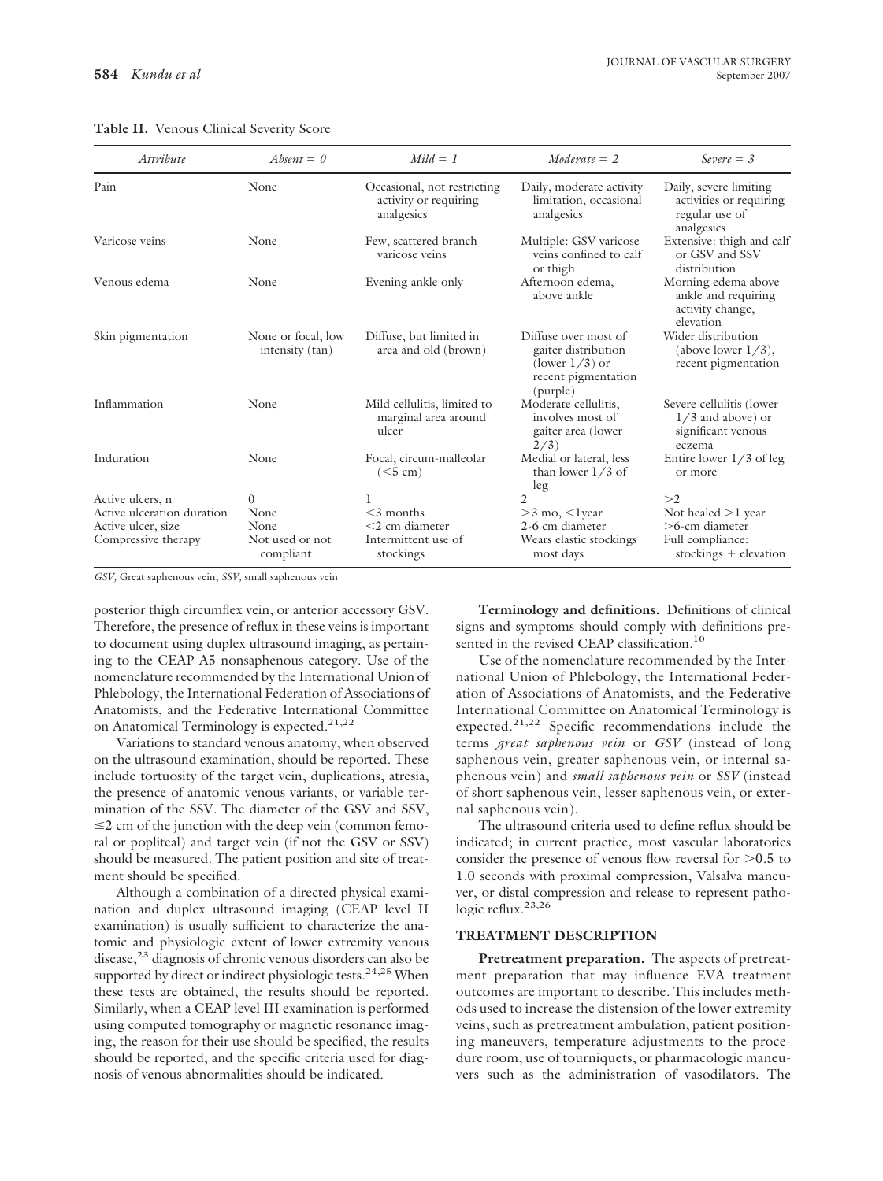**Table II.** Venous Clinical Severity Score

| *Attribute* | *Absent = 0* | *Mild = 1* | *Moderate = 2* | *Severe = 3* |
|---|---|---|---|---|
| Pain | None | Occasional, not restricting activity or requiring analgesics | Daily, moderate activity limitation, occasional analgesics | Daily, severe limiting activities or requiring regular use of analgesics |
| Varicose veins | None | Few, scattered branch varicose veins | Multiple: GSV varicose veins confined to calf or thigh | Extensive: thigh and calf or GSV and SSV distribution |
| Venous edema | None | Evening ankle only | Afternoon edema, above ankle | Morning edema above ankle and requiring activity change, elevation |
| Skin pigmentation | None or focal, low intensity (tan) | Diffuse, but limited in area and old (brown) | Diffuse over most of gaiter distribution (lower 1/3) or recent pigmentation (purple) | Wider distribution (above lower 1/3), recent pigmentation |
| Inflammation | None | Mild cellulitis, limited to marginal area around ulcer | Moderate cellulitis, involves most of gaiter area (lower 2/3) | Severe cellulitis (lower 1/3 and above) or significant venous eczema |
| Induration | None | Focal, circum-malleolar (<5 cm) | Medial or lateral, less than lower 1/3 of leg | Entire lower 1/3 of leg or more |
| Active ulcers, n | 0 | 1 | 2 | >2 |
| Active ulceration duration | None | <3 months | >3 mo, <1year | Not healed >1 year |
| Active ulcer, size | None | <2 cm diameter | 2-6 cm diameter | >6-cm diameter |
| Compressive therapy | Not used or not compliant | Intermittent use of stockings | Wears elastic stockings most days | Full compliance: stockings + elevation |

*GSV,* Great saphenous vein; *SSV,* small saphenous vein

posterior thigh circumflex vein, or anterior accessory GSV. Therefore, the presence of reflux in these veins is important to document using duplex ultrasound imaging, as pertaining to the CEAP A5 nonsaphenous category. Use of the nomenclature recommended by the International Union of Phlebology, the International Federation of Associations of Anatomists, and the Federative International Committee on Anatomical Terminology is expected.[21,22]

Variations to standard venous anatomy, when observed on the ultrasound examination, should be reported. These include tortuosity of the target vein, duplications, atresia, the presence of anatomic venous variants, or variable termination of the SSV. The diameter of the GSV and SSV, ≤2 cm of the junction with the deep vein (common femoral or popliteal) and target vein (if not the GSV or SSV) should be measured. The patient position and site of treatment should be specified.

Although a combination of a directed physical examination and duplex ultrasound imaging (CEAP level II examination) is usually sufficient to characterize the anatomic and physiologic extent of lower extremity venous disease,[23] diagnosis of chronic venous disorders can also be supported by direct or indirect physiologic tests.[24,25] When these tests are obtained, the results should be reported. Similarly, when a CEAP level III examination is performed using computed tomography or magnetic resonance imaging, the reason for their use should be specified, the results should be reported, and the specific criteria used for diagnosis of venous abnormalities should be indicated.

**Terminology and definitions.** Definitions of clinical signs and symptoms should comply with definitions presented in the revised CEAP classification.[10]

Use of the nomenclature recommended by the International Union of Phlebology, the International Federation of Associations of Anatomists, and the Federative International Committee on Anatomical Terminology is expected.[21,22] Specific recommendations include the terms *great saphenous vein* or *GSV* (instead of long saphenous vein, greater saphenous vein, or internal saphenous vein) and *small saphenous vein* or *SSV* (instead of short saphenous vein, lesser saphenous vein, or external saphenous vein).

The ultrasound criteria used to define reflux should be indicated; in current practice, most vascular laboratories consider the presence of venous flow reversal for >0.5 to 1.0 seconds with proximal compression, Valsalva maneuver, or distal compression and release to represent pathologic reflux.[23,26]

## TREATMENT DESCRIPTION

**Pretreatment preparation.** The aspects of pretreatment preparation that may influence EVA treatment outcomes are important to describe. This includes methods used to increase the distension of the lower extremity veins, such as pretreatment ambulation, patient positioning maneuvers, temperature adjustments to the procedure room, use of tourniquets, or pharmacologic maneuvers such as the administration of vasodilators. The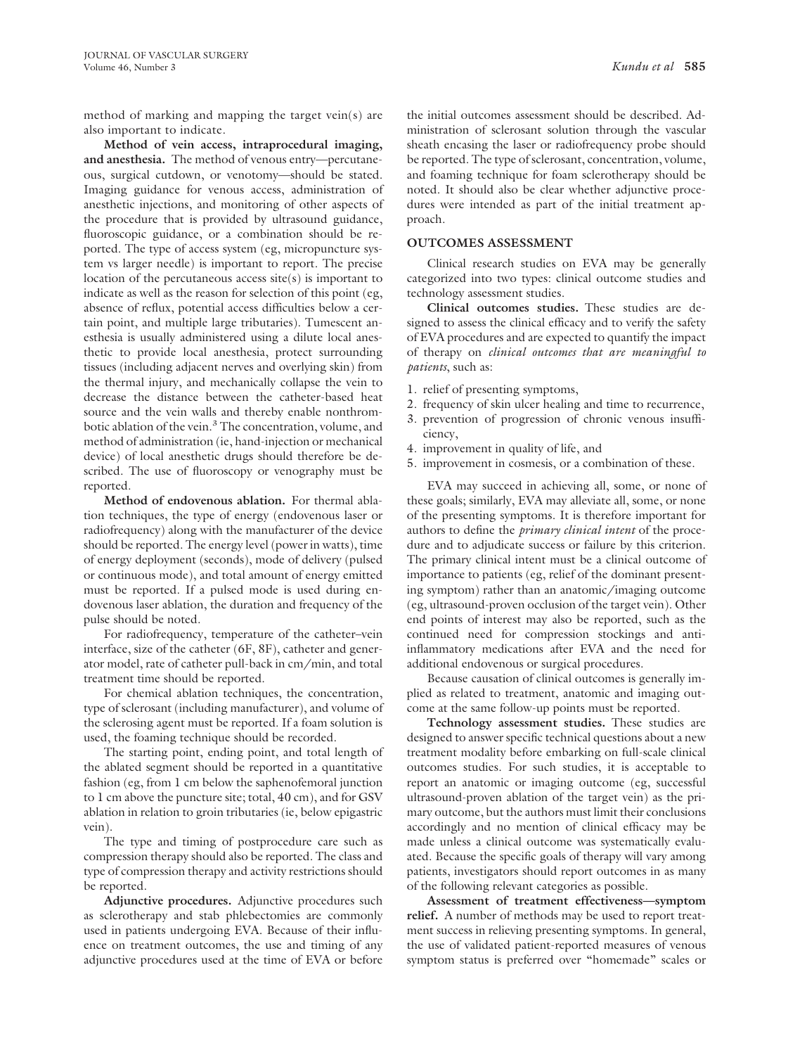method of marking and mapping the target vein(s) are also important to indicate.

**Method of vein access, intraprocedural imaging, and anesthesia.** The method of venous entry—percutaneous, surgical cutdown, or venotomy—should be stated. Imaging guidance for venous access, administration of anesthetic injections, and monitoring of other aspects of the procedure that is provided by ultrasound guidance, fluoroscopic guidance, or a combination should be reported. The type of access system (eg, micropuncture system vs larger needle) is important to report. The precise location of the percutaneous access site(s) is important to indicate as well as the reason for selection of this point (eg, absence of reflux, potential access difficulties below a certain point, and multiple large tributaries). Tumescent anesthesia is usually administered using a dilute local anesthetic to provide local anesthesia, protect surrounding tissues (including adjacent nerves and overlying skin) from the thermal injury, and mechanically collapse the vein to decrease the distance between the catheter-based heat source and the vein walls and thereby enable nonthrombotic ablation of the vein.[3] The concentration, volume, and method of administration (ie, hand-injection or mechanical device) of local anesthetic drugs should therefore be described. The use of fluoroscopy or venography must be reported.

**Method of endovenous ablation.** For thermal ablation techniques, the type of energy (endovenous laser or radiofrequency) along with the manufacturer of the device should be reported. The energy level (power in watts), time of energy deployment (seconds), mode of delivery (pulsed or continuous mode), and total amount of energy emitted must be reported. If a pulsed mode is used during endovenous laser ablation, the duration and frequency of the pulse should be noted.

For radiofrequency, temperature of the catheter–vein interface, size of the catheter (6F, 8F), catheter and generator model, rate of catheter pull-back in cm/min, and total treatment time should be reported.

For chemical ablation techniques, the concentration, type of sclerosant (including manufacturer), and volume of the sclerosing agent must be reported. If a foam solution is used, the foaming technique should be recorded.

The starting point, ending point, and total length of the ablated segment should be reported in a quantitative fashion (eg, from 1 cm below the saphenofemoral junction to 1 cm above the puncture site; total, 40 cm), and for GSV ablation in relation to groin tributaries (ie, below epigastric vein).

The type and timing of postprocedure care such as compression therapy should also be reported. The class and type of compression therapy and activity restrictions should be reported.

**Adjunctive procedures.** Adjunctive procedures such as sclerotherapy and stab phlebectomies are commonly used in patients undergoing EVA. Because of their influence on treatment outcomes, the use and timing of any adjunctive procedures used at the time of EVA or before the initial outcomes assessment should be described. Administration of sclerosant solution through the vascular sheath encasing the laser or radiofrequency probe should be reported. The type of sclerosant, concentration, volume, and foaming technique for foam sclerotherapy should be noted. It should also be clear whether adjunctive procedures were intended as part of the initial treatment approach.

## OUTCOMES ASSESSMENT

Clinical research studies on EVA may be generally categorized into two types: clinical outcome studies and technology assessment studies.

**Clinical outcomes studies.** These studies are designed to assess the clinical efficacy and to verify the safety of EVA procedures and are expected to quantify the impact of therapy on *clinical outcomes that are meaningful to patients*, such as:

1. relief of presenting symptoms,
2. frequency of skin ulcer healing and time to recurrence,
3. prevention of progression of chronic venous insufficiency,
4. improvement in quality of life, and
5. improvement in cosmesis, or a combination of these.

EVA may succeed in achieving all, some, or none of these goals; similarly, EVA may alleviate all, some, or none of the presenting symptoms. It is therefore important for authors to define the *primary clinical intent* of the procedure and to adjudicate success or failure by this criterion. The primary clinical intent must be a clinical outcome of importance to patients (eg, relief of the dominant presenting symptom) rather than an anatomic/imaging outcome (eg, ultrasound-proven occlusion of the target vein). Other end points of interest may also be reported, such as the continued need for compression stockings and anti-inflammatory medications after EVA and the need for additional endovenous or surgical procedures.

Because causation of clinical outcomes is generally implied as related to treatment, anatomic and imaging outcome at the same follow-up points must be reported.

**Technology assessment studies.** These studies are designed to answer specific technical questions about a new treatment modality before embarking on full-scale clinical outcomes studies. For such studies, it is acceptable to report an anatomic or imaging outcome (eg, successful ultrasound-proven ablation of the target vein) as the primary outcome, but the authors must limit their conclusions accordingly and no mention of clinical efficacy may be made unless a clinical outcome was systematically evaluated. Because the specific goals of therapy will vary among patients, investigators should report outcomes in as many of the following relevant categories as possible.

**Assessment of treatment effectiveness—symptom relief.** A number of methods may be used to report treatment success in relieving presenting symptoms. In general, the use of validated patient-reported measures of venous symptom status is preferred over "homemade" scales or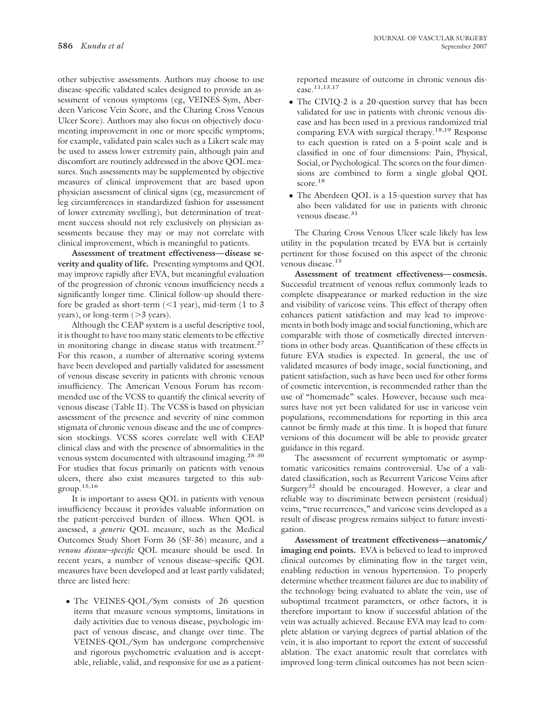other subjective assessments. Authors may choose to use disease-specific validated scales designed to provide an assessment of venous symptoms (eg, VEINES-Sym, Aberdeen Varicose Vein Score, and the Charing Cross Venous Ulcer Score). Authors may also focus on objectively documenting improvement in one or more specific symptoms; for example, validated pain scales such as a Likert scale may be used to assess lower extremity pain, although pain and discomfort are routinely addressed in the above QOL measures. Such assessments may be supplemented by objective measures of clinical improvement that are based upon physician assessment of clinical signs (eg, measurement of leg circumferences in standardized fashion for assessment of lower extremity swelling), but determination of treatment success should not rely exclusively on physician assessments because they may or may not correlate with clinical improvement, which is meaningful to patients.

**Assessment of treatment effectiveness—disease severity and quality of life.** Presenting symptoms and QOL may improve rapidly after EVA, but meaningful evaluation of the progression of chronic venous insufficiency needs a significantly longer time. Clinical follow-up should therefore be graded as short-term (<1 year), mid-term (1 to 3 years), or long-term (>3 years).

Although the CEAP system is a useful descriptive tool, it is thought to have too many static elements to be effective in monitoring change in disease status with treatment.[27] For this reason, a number of alternative scoring systems have been developed and partially validated for assessment of venous disease severity in patients with chronic venous insufficiency. The American Venous Forum has recommended use of the VCSS to quantify the clinical severity of venous disease (Table II). The VCSS is based on physician assessment of the presence and severity of nine common stigmata of chronic venous disease and the use of compression stockings. VCSS scores correlate well with CEAP clinical class and with the presence of abnormalities in the venous system documented with ultrasound imaging.[28-30] For studies that focus primarily on patients with venous ulcers, there also exist measures targeted to this subgroup.[15,16]

It is important to assess QOL in patients with venous insufficiency because it provides valuable information on the patient-perceived burden of illness. When QOL is assessed, a *generic* QOL measure, such as the Medical Outcomes Study Short Form 36 (SF-36) measure, and a *venous disease–specific* QOL measure should be used. In recent years, a number of venous disease–specific QOL measures have been developed and at least partly validated; three are listed here:

- The VEINES-QOL/Sym consists of 26 question items that measure venous symptoms, limitations in daily activities due to venous disease, psychologic impact of venous disease, and change over time. The VEINES-QOL/Sym has undergone comprehensive and rigorous psychometric evaluation and is acceptable, reliable, valid, and responsive for use as a patient-reported measure of outcome in chronic venous disease.[11,13,17]
- The CIVIQ-2 is a 20-question survey that has been validated for use in patients with chronic venous disease and has been used in a previous randomized trial comparing EVA with surgical therapy.[18,19] Response to each question is rated on a 5-point scale and is classified in one of four dimensions: Pain, Physical, Social, or Psychological. The scores on the four dimensions are combined to form a single global QOL score.[18]
- The Aberdeen QOL is a 15-question survey that has also been validated for use in patients with chronic venous disease.[31]

The Charing Cross Venous Ulcer scale likely has less utility in the population treated by EVA but is certainly pertinent for those focused on this aspect of the chronic venous disease.[15]

**Assessment of treatment effectiveness—cosmesis.** Successful treatment of venous reflux commonly leads to complete disappearance or marked reduction in the size and visibility of varicose veins. This effect of therapy often enhances patient satisfaction and may lead to improvements in both body image and social functioning, which are comparable with those of cosmetically directed interventions in other body areas. Quantification of these effects in future EVA studies is expected. In general, the use of validated measures of body image, social functioning, and patient satisfaction, such as have been used for other forms of cosmetic intervention, is recommended rather than the use of "homemade" scales. However, because such measures have not yet been validated for use in varicose vein populations, recommendations for reporting in this area cannot be firmly made at this time. It is hoped that future versions of this document will be able to provide greater guidance in this regard.

The assessment of recurrent symptomatic or asymptomatic varicosities remains controversial. Use of a validated classification, such as Recurrent Varicose Veins after Surgery[32] should be encouraged. However, a clear and reliable way to discriminate between persistent (residual) veins, "true recurrences," and varicose veins developed as a result of disease progress remains subject to future investigation.

**Assessment of treatment effectiveness—anatomic/imaging end points.** EVA is believed to lead to improved clinical outcomes by eliminating flow in the target vein, enabling reduction in venous hypertension. To properly determine whether treatment failures are due to inability of the technology being evaluated to ablate the vein, use of suboptimal treatment parameters, or other factors, it is therefore important to know if successful ablation of the vein was actually achieved. Because EVA may lead to complete ablation or varying degrees of partial ablation of the vein, it is also important to report the extent of successful ablation. The exact anatomic result that correlates with improved long-term clinical outcomes has not been scien-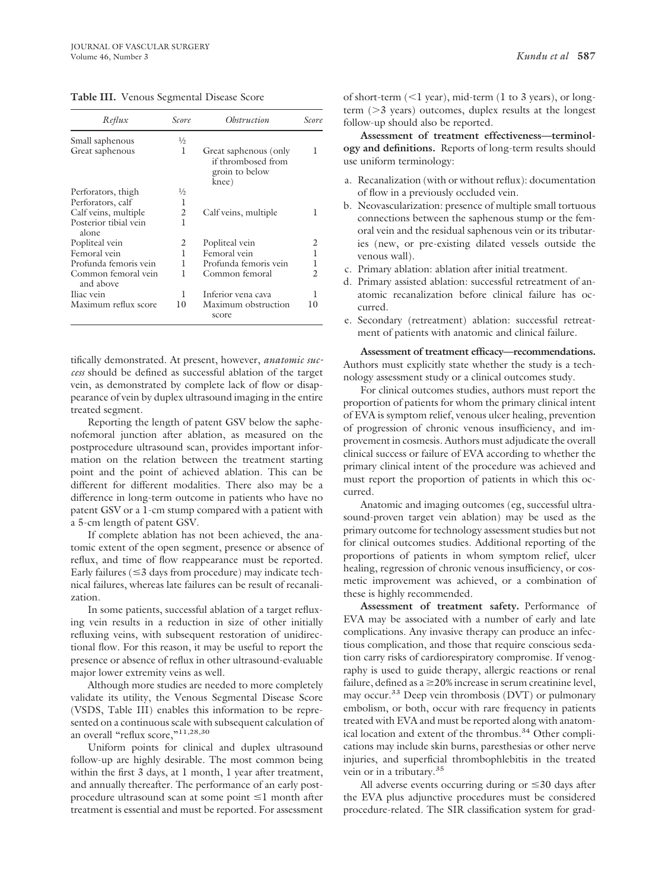**Table III.** Venous Segmental Disease Score

| *Reflux* | *Score* | *Obstruction* | *Score* |
|---|---|---|---|
| Small saphenous | ½ | | |
| Great saphenous | 1 | Great saphenous (only if thrombosed from groin to below knee) | 1 |
| Perforators, thigh | ½ | | |
| Perforators, calf | 1 | | |
| Calf veins, multiple | 2 | Calf veins, multiple | 1 |
| Posterior tibial vein alone | 1 | | |
| Popliteal vein | 2 | Popliteal vein | 2 |
| Femoral vein | 1 | Femoral vein | 1 |
| Profunda femoris vein | 1 | Profunda femoris vein | 1 |
| Common femoral vein and above | 1 | Common femoral | 2 |
| Iliac vein | 1 | Inferior vena cava | 1 |
| Maximum reflux score | 10 | Maximum obstruction score | 10 |

tifically demonstrated. At present, however, ***anatomic success*** should be defined as successful ablation of the target vein, as demonstrated by complete lack of flow or disappearance of vein by duplex ultrasound imaging in the entire treated segment.

Reporting the length of patent GSV below the saphenofemoral junction after ablation, as measured on the postprocedure ultrasound scan, provides important information on the relation between the treatment starting point and the point of achieved ablation. This can be different for different modalities. There also may be a difference in long-term outcome in patients who have no patent GSV or a 1-cm stump compared with a patient with a 5-cm length of patent GSV.

If complete ablation has not been achieved, the anatomic extent of the open segment, presence or absence of reflux, and time of flow reappearance must be reported. Early failures (≤3 days from procedure) may indicate technical failures, whereas late failures can be result of recanalization.

In some patients, successful ablation of a target refluxing vein results in a reduction in size of other initially refluxing veins, with subsequent restoration of unidirectional flow. For this reason, it may be useful to report the presence or absence of reflux in other ultrasound-evaluable major lower extremity veins as well.

Although more studies are needed to more completely validate its utility, the Venous Segmental Disease Score (VSDS, Table III) enables this information to be represented on a continuous scale with subsequent calculation of an overall "reflux score,"[11,28,30]

Uniform points for clinical and duplex ultrasound follow-up are highly desirable. The most common being within the first 3 days, at 1 month, 1 year after treatment, and annually thereafter. The performance of an early postprocedure ultrasound scan at some point ≤1 month after treatment is essential and must be reported. For assessment of short-term (<1 year), mid-term (1 to 3 years), or long-term (>3 years) outcomes, duplex results at the longest follow-up should also be reported.

**Assessment of treatment effectiveness—terminology and definitions.** Reports of long-term results should use uniform terminology:

a. Recanalization (with or without reflux): documentation of flow in a previously occluded vein.
b. Neovascularization: presence of multiple small tortuous connections between the saphenous stump or the femoral vein and the residual saphenous vein or its tributaries (new, or pre-existing dilated vessels outside the venous wall).
c. Primary ablation: ablation after initial treatment.
d. Primary assisted ablation: successful retreatment of anatomic recanalization before clinical failure has occurred.
e. Secondary (retreatment) ablation: successful retreatment of patients with anatomic and clinical failure.

**Assessment of treatment efficacy—recommendations.** Authors must explicitly state whether the study is a technology assessment study or a clinical outcomes study.

For clinical outcomes studies, authors must report the proportion of patients for whom the primary clinical intent of EVA is symptom relief, venous ulcer healing, prevention of progression of chronic venous insufficiency, and improvement in cosmesis. Authors must adjudicate the overall clinical success or failure of EVA according to whether the primary clinical intent of the procedure was achieved and must report the proportion of patients in which this occurred.

Anatomic and imaging outcomes (eg, successful ultrasound-proven target vein ablation) may be used as the primary outcome for technology assessment studies but not for clinical outcomes studies. Additional reporting of the proportions of patients in whom symptom relief, ulcer healing, regression of chronic venous insufficiency, or cosmetic improvement was achieved, or a combination of these is highly recommended.

**Assessment of treatment safety.** Performance of EVA may be associated with a number of early and late complications. Any invasive therapy can produce an infectious complication, and those that require conscious sedation carry risks of cardiorespiratory compromise. If venography is used to guide therapy, allergic reactions or renal failure, defined as a ≥20% increase in serum creatinine level, may occur.[33] Deep vein thrombosis (DVT) or pulmonary embolism, or both, occur with rare frequency in patients treated with EVA and must be reported along with anatomical location and extent of the thrombus.[34] Other complications may include skin burns, paresthesias or other nerve injuries, and superficial thrombophlebitis in the treated vein or in a tributary.[35]

All adverse events occurring during or ≤30 days after the EVA plus adjunctive procedures must be considered procedure-related. The SIR classification system for grad-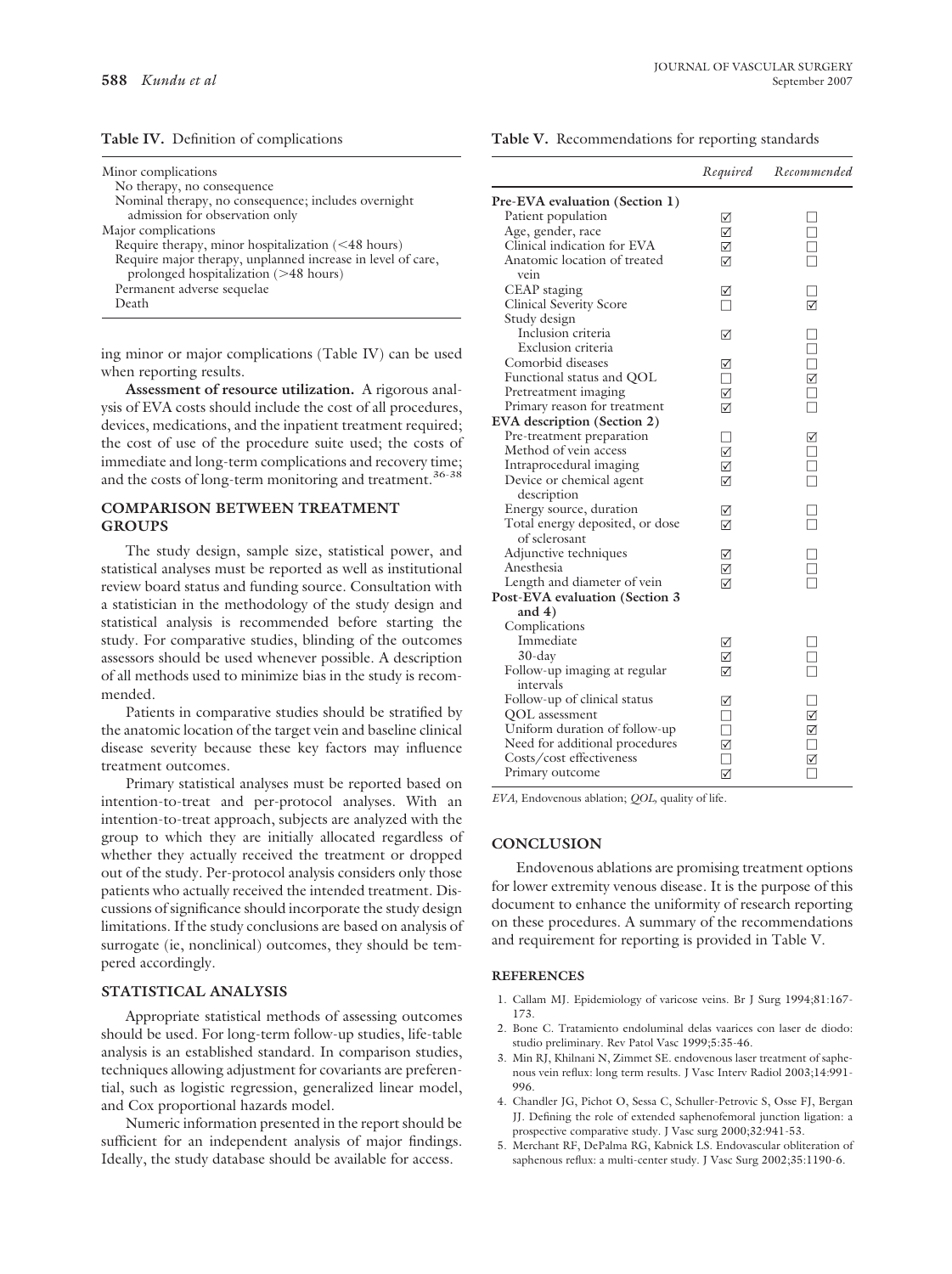**Table IV.** Definition of complications

| |
|---|
| Minor complications |
| No therapy, no consequence |
| Nominal therapy, no consequence; includes overnight admission for observation only |
| Major complications |
| Require therapy, minor hospitalization (<48 hours) |
| Require major therapy, unplanned increase in level of care, prolonged hospitalization (>48 hours) |
| Permanent adverse sequelae |
| Death |

ing minor or major complications (Table IV) can be used when reporting results.

**Assessment of resource utilization.** A rigorous analysis of EVA costs should include the cost of all procedures, devices, medications, and the inpatient treatment required; the cost of use of the procedure suite used; the costs of immediate and long-term complications and recovery time; and the costs of long-term monitoring and treatment.[36-38]

## COMPARISON BETWEEN TREATMENT GROUPS

The study design, sample size, statistical power, and statistical analyses must be reported as well as institutional review board status and funding source. Consultation with a statistician in the methodology of the study design and statistical analysis is recommended before starting the study. For comparative studies, blinding of the outcomes assessors should be used whenever possible. A description of all methods used to minimize bias in the study is recommended.

Patients in comparative studies should be stratified by the anatomic location of the target vein and baseline clinical disease severity because these key factors may influence treatment outcomes.

Primary statistical analyses must be reported based on intention-to-treat and per-protocol analyses. With an intention-to-treat approach, subjects are analyzed with the group to which they are initially allocated regardless of whether they actually received the treatment or dropped out of the study. Per-protocol analysis considers only those patients who actually received the intended treatment. Discussions of significance should incorporate the study design limitations. If the study conclusions are based on analysis of surrogate (ie, nonclinical) outcomes, they should be tempered accordingly.

## STATISTICAL ANALYSIS

Appropriate statistical methods of assessing outcomes should be used. For long-term follow-up studies, life-table analysis is an established standard. In comparison studies, techniques allowing adjustment for covariants are preferential, such as logistic regression, generalized linear model, and Cox proportional hazards model.

Numeric information presented in the report should be sufficient for an independent analysis of major findings. Ideally, the study database should be available for access.

**Table V.** Recommendations for reporting standards

| | *Required* | *Recommended* |
|---|---|---|
| **Pre-EVA evaluation (Section 1)** | | |
| Patient population | ☑ | ☐ |
| Age, gender, race | ☑ | ☐ |
| Clinical indication for EVA | ☑ | ☐ |
| Anatomic location of treated vein | ☑ | ☐ |
| CEAP staging | ☑ | ☐ |
| Clinical Severity Score | ☐ | ☑ |
| Study design | | |
| Inclusion criteria | ☑ | ☐ |
| Exclusion criteria | | ☐ |
| Comorbid diseases | ☑ | ☐ |
| Functional status and QOL | ☐ | ☑ |
| Pretreatment imaging | ☑ | ☐ |
| Primary reason for treatment | ☑ | ☐ |
| **EVA description (Section 2)** | | |
| Pre-treatment preparation | ☐ | ☑ |
| Method of vein access | ☑ | ☐ |
| Intraprocedural imaging | ☑ | ☐ |
| Device or chemical agent description | ☑ | ☐ |
| Energy source, duration | ☑ | ☐ |
| Total energy deposited, or dose of sclerosant | ☑ | ☐ |
| Adjunctive techniques | ☑ | ☐ |
| Anesthesia | ☑ | ☐ |
| Length and diameter of vein | ☑ | ☐ |
| **Post-EVA evaluation (Section 3 and 4)** | | |
| Complications | | |
| Immediate | ☑ | ☐ |
| 30-day | ☑ | ☐ |
| Follow-up imaging at regular intervals | ☑ | ☐ |
| Follow-up of clinical status | ☑ | ☐ |
| QOL assessment | ☐ | ☑ |
| Uniform duration of follow-up | ☐ | ☑ |
| Need for additional procedures | ☑ | ☐ |
| Costs/cost effectiveness | ☐ | ☑ |
| Primary outcome | ☑ | ☐ |

*EVA,* Endovenous ablation; *QOL,* quality of life.

## CONCLUSION

Endovenous ablations are promising treatment options for lower extremity venous disease. It is the purpose of this document to enhance the uniformity of research reporting on these procedures. A summary of the recommendations and requirement for reporting is provided in Table V.

## REFERENCES

1. Callam MJ. Epidemiology of varicose veins. Br J Surg 1994;81:167-173.
2. Bone C. Tratamiento endoluminal delas vaarices con laser de diodo: studio preliminary. Rev Patol Vasc 1999;5:35-46.
3. Min RJ, Khilnani N, Zimmet SE. endovenous laser treatment of saphenous vein reflux: long term results. J Vasc Interv Radiol 2003;14:991-996.
4. Chandler JG, Pichot O, Sessa C, Schuller-Petrovic S, Osse FJ, Bergan JJ. Defining the role of extended saphenofemoral junction ligation: a prospective comparative study. J Vasc surg 2000;32:941-53.
5. Merchant RF, DePalma RG, Kabnick LS. Endovascular obliteration of saphenous reflux: a multi-center study. J Vasc Surg 2002;35:1190-6.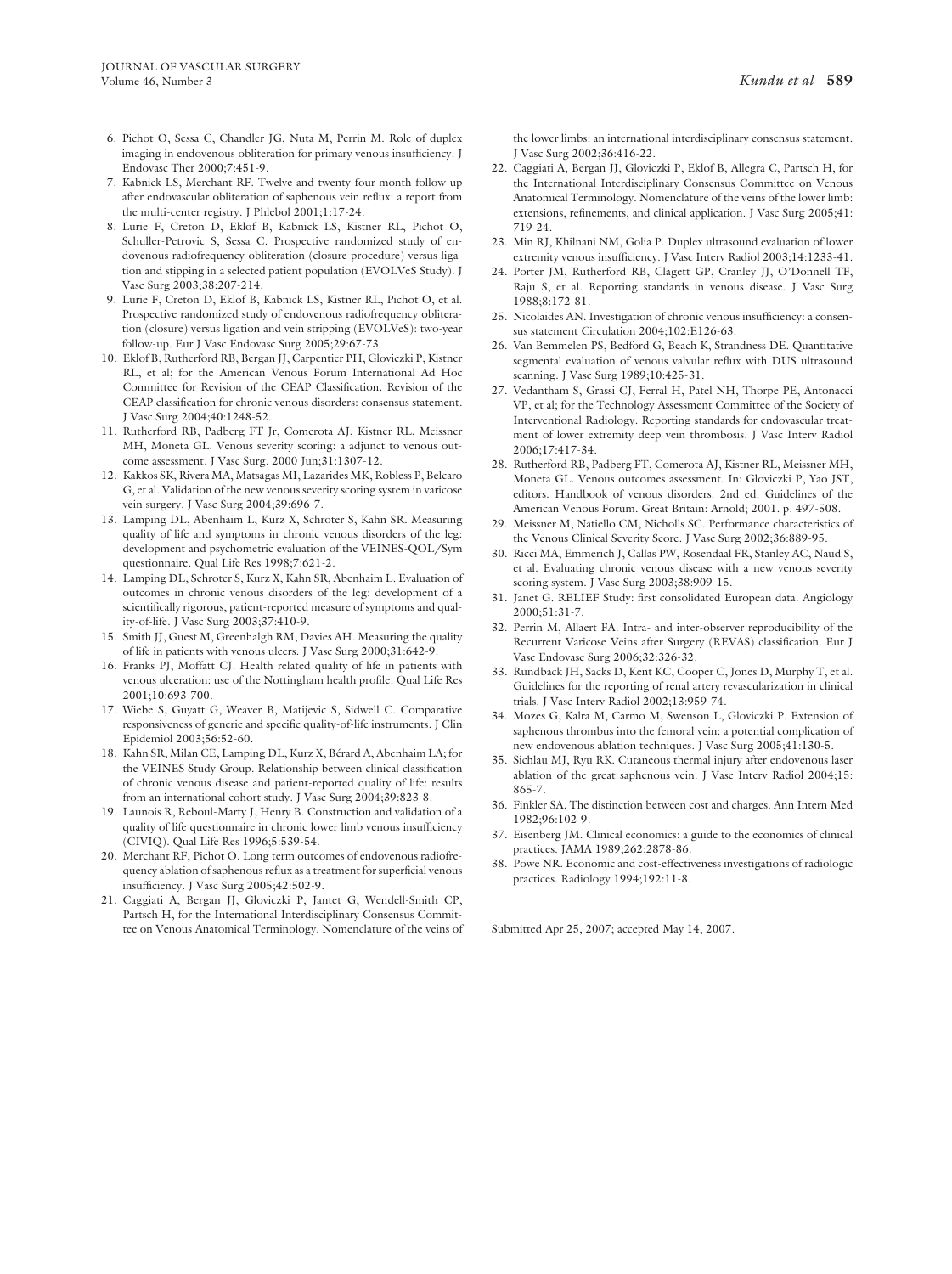6. Pichot O, Sessa C, Chandler JG, Nuta M, Perrin M. Role of duplex imaging in endovenous obliteration for primary venous insufficiency. J Endovasc Ther 2000;7:451-9.
7. Kabnick LS, Merchant RF. Twelve and twenty-four month follow-up after endovascular obliteration of saphenous vein reflux: a report from the multi-center registry. J Phlebol 2001;1:17-24.
8. Lurie F, Creton D, Eklof B, Kabnick LS, Kistner RL, Pichot O, Schuller-Petrovic S, Sessa C. Prospective randomized study of endovenous radiofrequency obliteration (closure procedure) versus ligation and stipping in a selected patient population (EVOLVeS Study). J Vasc Surg 2003;38:207-214.
9. Lurie F, Creton D, Eklof B, Kabnick LS, Kistner RL, Pichot O, et al. Prospective randomized study of endovenous radiofrequency obliteration (closure) versus ligation and vein stripping (EVOLVeS): two-year follow-up. Eur J Vasc Endovasc Surg 2005;29:67-73.
10. Eklof B, Rutherford RB, Bergan JJ, Carpentier PH, Gloviczki P, Kistner RL, et al; for the American Venous Forum International Ad Hoc Committee for Revision of the CEAP Classification. Revision of the CEAP classification for chronic venous disorders: consensus statement. J Vasc Surg 2004;40:1248-52.
11. Rutherford RB, Padberg FT Jr, Comerota AJ, Kistner RL, Meissner MH, Moneta GL. Venous severity scoring: a adjunct to venous outcome assessment. J Vasc Surg. 2000 Jun;31:1307-12.
12. Kakkos SK, Rivera MA, Matsagas MI, Lazarides MK, Robless P, Belcaro G, et al. Validation of the new venous severity scoring system in varicose vein surgery. J Vasc Surg 2004;39:696-7.
13. Lamping DL, Abenhaim L, Kurz X, Schroter S, Kahn SR. Measuring quality of life and symptoms in chronic venous disorders of the leg: development and psychometric evaluation of the VEINES-QOL/Sym questionnaire. Qual Life Res 1998;7:621-2.
14. Lamping DL, Schroter S, Kurz X, Kahn SR, Abenhaim L. Evaluation of outcomes in chronic venous disorders of the leg: development of a scientifically rigorous, patient-reported measure of symptoms and quality-of-life. J Vasc Surg 2003;37:410-9.
15. Smith JJ, Guest M, Greenhalgh RM, Davies AH. Measuring the quality of life in patients with venous ulcers. J Vasc Surg 2000;31:642-9.
16. Franks PJ, Moffatt CJ. Health related quality of life in patients with venous ulceration: use of the Nottingham health profile. Qual Life Res 2001;10:693-700.
17. Wiebe S, Guyatt G, Weaver B, Matijevic S, Sidwell C. Comparative responsiveness of generic and specific quality-of-life instruments. J Clin Epidemiol 2003;56:52-60.
18. Kahn SR, Milan CE, Lamping DL, Kurz X, Bérard A, Abenhaim LA; for the VEINES Study Group. Relationship between clinical classification of chronic venous disease and patient-reported quality of life: results from an international cohort study. J Vasc Surg 2004;39:823-8.
19. Launois R, Reboul-Marty J, Henry B. Construction and validation of a quality of life questionnaire in chronic lower limb venous insufficiency (CIVIQ). Qual Life Res 1996;5:539-54.
20. Merchant RF, Pichot O. Long term outcomes of endovenous radiofrequency ablation of saphenous reflux as a treatment for superficial venous insufficiency. J Vasc Surg 2005;42:502-9.
21. Caggiati A, Bergan JJ, Gloviczki P, Jantet G, Wendell-Smith CP, Partsch H, for the International Interdisciplinary Consensus Committee on Venous Anatomical Terminology. Nomenclature of the veins of the lower limbs: an international interdisciplinary consensus statement. J Vasc Surg 2002;36:416-22.
22. Caggiati A, Bergan JJ, Gloviczki P, Eklof B, Allegra C, Partsch H, for the International Interdisciplinary Consensus Committee on Venous Anatomical Terminology. Nomenclature of the veins of the lower limb: extensions, refinements, and clinical application. J Vasc Surg 2005;41:719-24.
23. Min RJ, Khilnani NM, Golia P. Duplex ultrasound evaluation of lower extremity venous insufficiency. J Vasc Interv Radiol 2003;14:1233-41.
24. Porter JM, Rutherford RB, Clagett GP, Cranley JJ, O'Donnell TF, Raju S, et al. Reporting standards in venous disease. J Vasc Surg 1988;8:172-81.
25. Nicolaides AN. Investigation of chronic venous insufficiency: a consensus statement Circulation 2004;102:E126-63.
26. Van Bemmelen PS, Bedford G, Beach K, Strandness DE. Quantitative segmental evaluation of venous valvular reflux with DUS ultrasound scanning. J Vasc Surg 1989;10:425-31.
27. Vedantham S, Grassi CJ, Ferral H, Patel NH, Thorpe PE, Antonacci VP, et al; for the Technology Assessment Committee of the Society of Interventional Radiology. Reporting standards for endovascular treatment of lower extremity deep vein thrombosis. J Vasc Interv Radiol 2006;17:417-34.
28. Rutherford RB, Padberg FT, Comerota AJ, Kistner RL, Meissner MH, Moneta GL. Venous outcomes assessment. In: Gloviczki P, Yao JST, editors. Handbook of venous disorders. 2nd ed. Guidelines of the American Venous Forum. Great Britain: Arnold; 2001. p. 497-508.
29. Meissner M, Natiello CM, Nicholls SC. Performance characteristics of the Venous Clinical Severity Score. J Vasc Surg 2002;36:889-95.
30. Ricci MA, Emmerich J, Callas PW, Rosendaal FR, Stanley AC, Naud S, et al. Evaluating chronic venous disease with a new venous severity scoring system. J Vasc Surg 2003;38:909-15.
31. Janet G. RELIEF Study: first consolidated European data. Angiology 2000;51:31-7.
32. Perrin M, Allaert FA. Intra- and inter-observer reproducibility of the Recurrent Varicose Veins after Surgery (REVAS) classification. Eur J Vasc Endovasc Surg 2006;32:326-32.
33. Rundback JH, Sacks D, Kent KC, Cooper C, Jones D, Murphy T, et al. Guidelines for the reporting of renal artery revascularization in clinical trials. J Vasc Interv Radiol 2002;13:959-74.
34. Mozes G, Kalra M, Carmo M, Swenson L, Gloviczki P. Extension of saphenous thrombus into the femoral vein: a potential complication of new endovenous ablation techniques. J Vasc Surg 2005;41:130-5.
35. Sichlau MJ, Ryu RK. Cutaneous thermal injury after endovenous laser ablation of the great saphenous vein. J Vasc Interv Radiol 2004;15:865-7.
36. Finkler SA. The distinction between cost and charges. Ann Intern Med 1982;96:102-9.
37. Eisenberg JM. Clinical economics: a guide to the economics of clinical practices. JAMA 1989;262:2878-86.
38. Powe NR. Economic and cost-effectiveness investigations of radiologic practices. Radiology 1994;192:11-8.

Submitted Apr 25, 2007; accepted May 14, 2007.